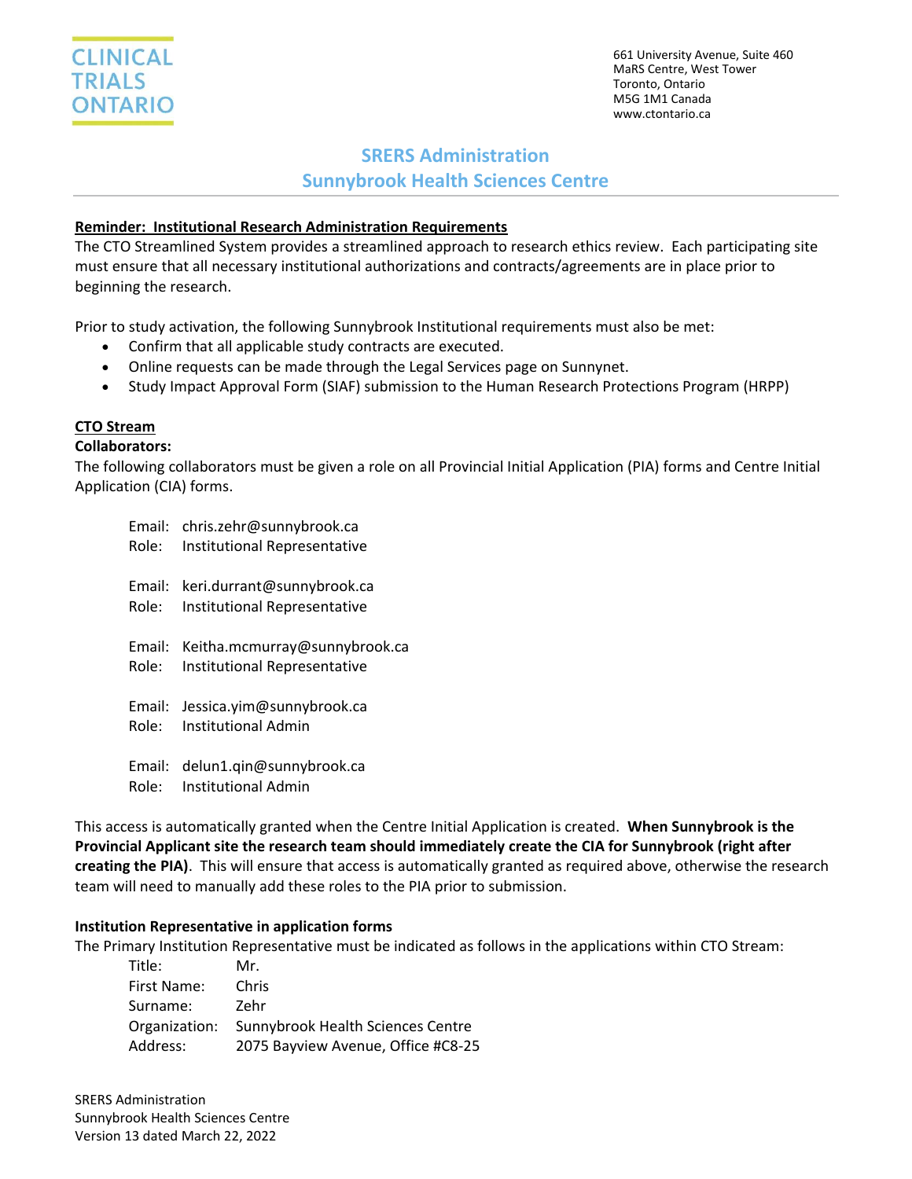CLINICAL TRIALS ONTARIO

661 University Avenue, Suite 460
MaRS Centre, West Tower
Toronto, Ontario
M5G 1M1 Canada
www.ctontario.ca

# SRERS Administration
# Sunnybrook Health Sciences Centre

**Reminder: Institutional Research Administration Requirements**

The CTO Streamlined System provides a streamlined approach to research ethics review. Each participating site must ensure that all necessary institutional authorizations and contracts/agreements are in place prior to beginning the research.

Prior to study activation, the following Sunnybrook Institutional requirements must also be met:

- Confirm that all applicable study contracts are executed.
- Online requests can be made through the Legal Services page on Sunnynet.
- Study Impact Approval Form (SIAF) submission to the Human Research Protections Program (HRPP)

**CTO Stream**

**Collaborators:**

The following collaborators must be given a role on all Provincial Initial Application (PIA) forms and Centre Initial Application (CIA) forms.

Email: chris.zehr@sunnybrook.ca
Role: Institutional Representative

Email: keri.durrant@sunnybrook.ca
Role: Institutional Representative

Email: Keitha.mcmurray@sunnybrook.ca
Role: Institutional Representative

Email: Jessica.yim@sunnybrook.ca
Role: Institutional Admin

Email: delun1.qin@sunnybrook.ca
Role: Institutional Admin

This access is automatically granted when the Centre Initial Application is created. **When Sunnybrook is the Provincial Applicant site the research team should immediately create the CIA for Sunnybrook (right after creating the PIA)**. This will ensure that access is automatically granted as required above, otherwise the research team will need to manually add these roles to the PIA prior to submission.

**Institution Representative in application forms**

The Primary Institution Representative must be indicated as follows in the applications within CTO Stream:

Title: Mr.
First Name: Chris
Surname: Zehr
Organization: Sunnybrook Health Sciences Centre
Address: 2075 Bayview Avenue, Office #C8-25

SRERS Administration
Sunnybrook Health Sciences Centre
Version 13 dated March 22, 2022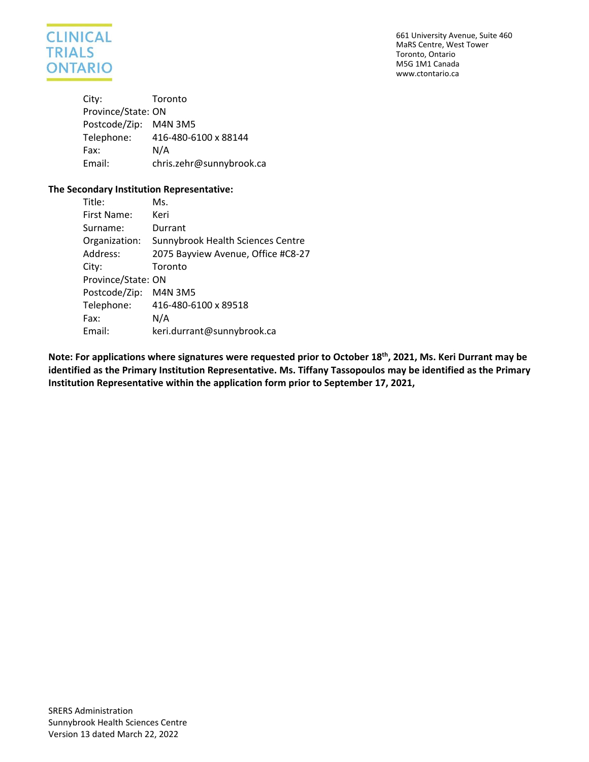City: Toronto
Province/State: ON
Postcode/Zip: M4N 3M5
Telephone: 416-480-6100 x 88144
Fax: N/A
Email: chris.zehr@sunnybrook.ca

**The Secondary Institution Representative:**

Title: Ms.
First Name: Keri
Surname: Durrant
Organization: Sunnybrook Health Sciences Centre
Address: 2075 Bayview Avenue, Office #C8-27
City: Toronto
Province/State: ON
Postcode/Zip: M4N 3M5
Telephone: 416-480-6100 x 89518
Fax: N/A
Email: keri.durrant@sunnybrook.ca

**Note: For applications where signatures were requested prior to October 18th, 2021, Ms. Keri Durrant may be identified as the Primary Institution Representative. Ms. Tiffany Tassopoulos may be identified as the Primary Institution Representative within the application form prior to September 17, 2021,**